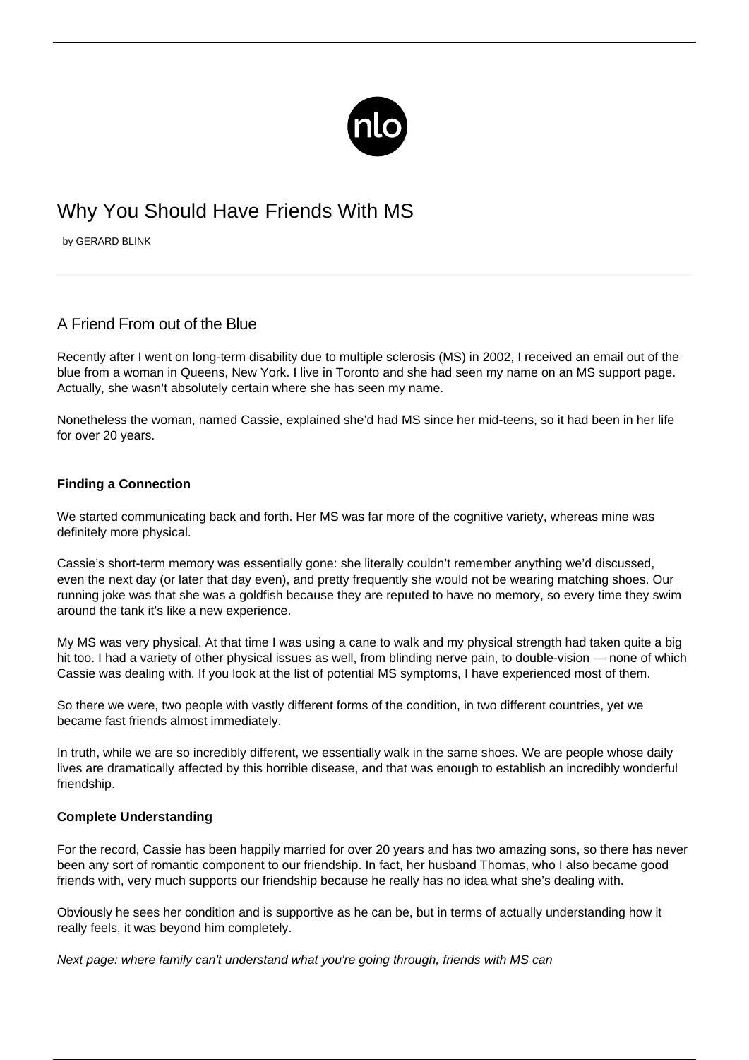# Why You Should Have Friends With MS

by GERARD BLINK

## A Friend From out of the Blue

Recently after I went on long-term disability due to multiple sclerosis (MS) in 2002, I received an email out of the blue from a woman in Queens, New York. I live in Toronto and she had seen my name on an MS support page. Actually, she wasn't absolutely certain where she has seen my name.

Nonetheless the woman, named Cassie, explained she'd had MS since her mid-teens, so it had been in her life for over 20 years.

### Finding a Connection

We started communicating back and forth. Her MS was far more of the cognitive variety, whereas mine was definitely more physical.

Cassie's short-term memory was essentially gone: she literally couldn't remember anything we'd discussed, even the next day (or later that day even), and pretty frequently she would not be wearing matching shoes. Our running joke was that she was a goldfish because they are reputed to have no memory, so every time they swim around the tank it's like a new experience.

My MS was very physical. At that time I was using a cane to walk and my physical strength had taken quite a big hit too. I had a variety of other physical issues as well, from blinding nerve pain, to double-vision — none of which Cassie was dealing with. If you look at the list of potential MS symptoms, I have experienced most of them.

So there we were, two people with vastly different forms of the condition, in two different countries, yet we became fast friends almost immediately.

In truth, while we are so incredibly different, we essentially walk in the same shoes. We are people whose daily lives are dramatically affected by this horrible disease, and that was enough to establish an incredibly wonderful friendship.

### Complete Understanding

For the record, Cassie has been happily married for over 20 years and has two amazing sons, so there has never been any sort of romantic component to our friendship. In fact, her husband Thomas, who I also became good friends with, very much supports our friendship because he really has no idea what she's dealing with.

Obviously he sees her condition and is supportive as he can be, but in terms of actually understanding how it really feels, it was beyond him completely.

*Next page: where family can't understand what you're going through, friends with MS can*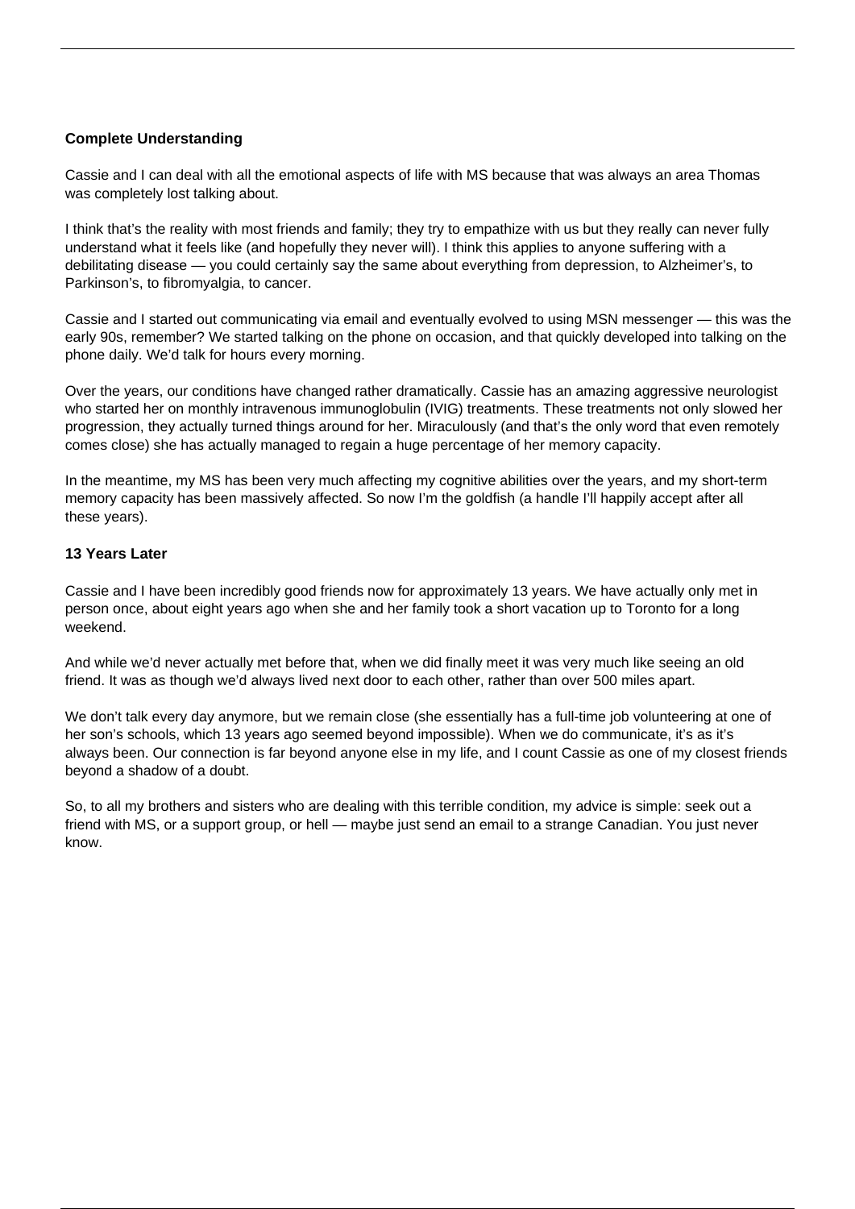**Complete Understanding**

Cassie and I can deal with all the emotional aspects of life with MS because that was always an area Thomas was completely lost talking about.

I think that's the reality with most friends and family; they try to empathize with us but they really can never fully understand what it feels like (and hopefully they never will). I think this applies to anyone suffering with a debilitating disease — you could certainly say the same about everything from depression, to Alzheimer's, to Parkinson's, to fibromyalgia, to cancer.

Cassie and I started out communicating via email and eventually evolved to using MSN messenger — this was the early 90s, remember? We started talking on the phone on occasion, and that quickly developed into talking on the phone daily. We'd talk for hours every morning.

Over the years, our conditions have changed rather dramatically. Cassie has an amazing aggressive neurologist who started her on monthly intravenous immunoglobulin (IVIG) treatments. These treatments not only slowed her progression, they actually turned things around for her. Miraculously (and that's the only word that even remotely comes close) she has actually managed to regain a huge percentage of her memory capacity.

In the meantime, my MS has been very much affecting my cognitive abilities over the years, and my short-term memory capacity has been massively affected. So now I'm the goldfish (a handle I'll happily accept after all these years).

**13 Years Later**

Cassie and I have been incredibly good friends now for approximately 13 years. We have actually only met in person once, about eight years ago when she and her family took a short vacation up to Toronto for a long weekend.

And while we'd never actually met before that, when we did finally meet it was very much like seeing an old friend. It was as though we'd always lived next door to each other, rather than over 500 miles apart.

We don't talk every day anymore, but we remain close (she essentially has a full-time job volunteering at one of her son's schools, which 13 years ago seemed beyond impossible). When we do communicate, it's as it's always been. Our connection is far beyond anyone else in my life, and I count Cassie as one of my closest friends beyond a shadow of a doubt.

So, to all my brothers and sisters who are dealing with this terrible condition, my advice is simple: seek out a friend with MS, or a support group, or hell — maybe just send an email to a strange Canadian. You just never know.